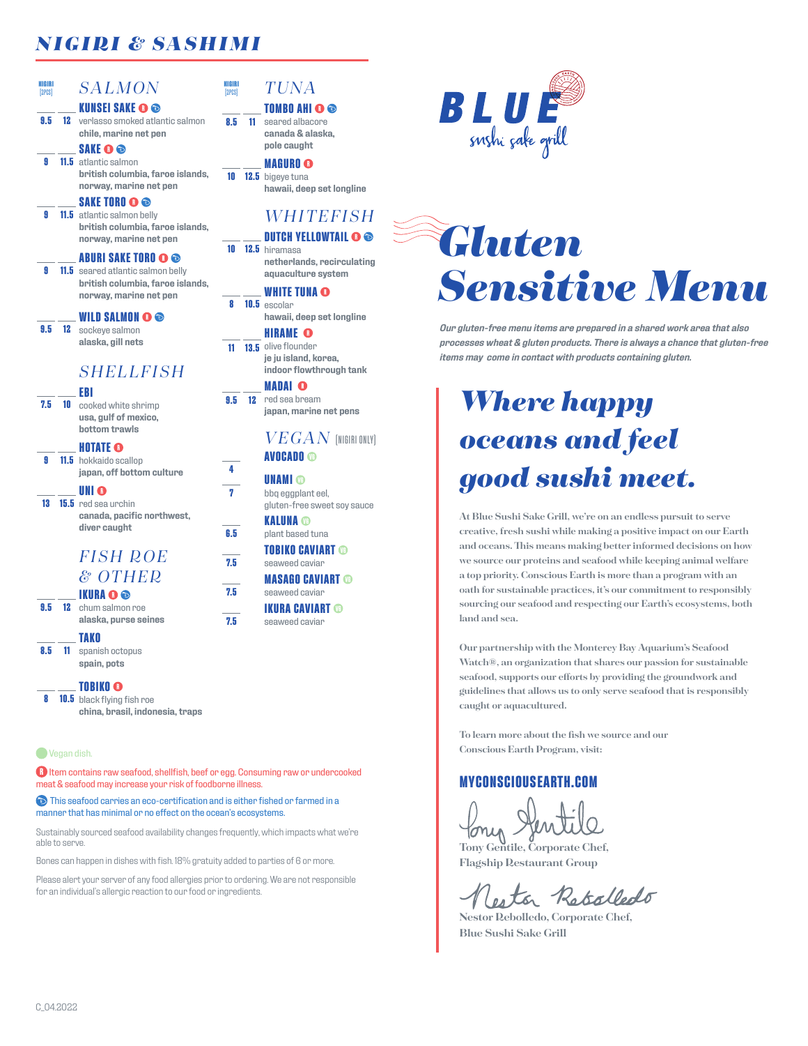# NIGIRI & SASHIMI

## SALMON

| NIGIRI (2PCS) | SASHIMI | Item |
|---|---|---|
| 9.5 | 12 | **KUNSEI SAKE** (R) (eco) verlasso smoked atlantic salmon — **chile, marine net pen** |
| 9 | 11.5 | **SAKE** (R) (eco) atlantic salmon — **british columbia, faroe islands, norway, marine net pen** |
| 9 | 11.5 | **SAKE TORO** (R) (eco) atlantic salmon belly — **british columbia, faroe islands, norway, marine net pen** |
| 9 | 11.5 | **ABURI SAKE TORO** (R) (eco) seared atlantic salmon belly — **british columbia, faroe islands, norway, marine net pen** |
| 9.5 | 12 | **WILD SALMON** (R) (eco) sockeye salmon — **alaska, gill nets** |

## SHELLFISH

| NIGIRI (2PCS) | SASHIMI | Item |
|---|---|---|
| 7.5 | 10 | **EBI** cooked white shrimp — **usa, gulf of mexico, bottom trawls** |
| 9 | 11.5 | **HOTATE** (R) hokkaido scallop — **japan, off bottom culture** |
| 13 | 15.5 | **UNI** (R) red sea urchin — **canada, pacific northwest, diver caught** |

## FISH ROE & OTHER

| NIGIRI (2PCS) | SASHIMI | Item |
|---|---|---|
| 9.5 | 12 | **IKURA** (R) (eco) chum salmon roe — **alaska, purse seines** |
| 8.5 | 11 | **TAKO** spanish octopus — **spain, pots** |
| 8 | 10.5 | **TOBIKO** (R) black flying fish roe — **china, brasil, indonesia, traps** |

## TUNA

| NIGIRI (2PCS) | SASHIMI | Item |
|---|---|---|
| 8.5 | 11 | **TOMBO AHI** (R) (eco) seared albacore — **canada & alaska, pole caught** |
| 10 | 12.5 | **MAGURO** (R) bigeye tuna — **hawaii, deep set longline** |

## WHITEFISH

| NIGIRI (2PCS) | SASHIMI | Item |
|---|---|---|
| 10 | 12.5 | **DUTCH YELLOWTAIL** (R) (eco) hiramasa — **netherlands, recirculating aquaculture system** |
| 8 | 10.5 | **WHITE TUNA** (R) escolar — **hawaii, deep set longline** |
| 11 | 13.5 | **HIRAME** (R) olive flounder — **je ju island, korea, indoor flowthrough tank** |
| 9.5 | 12 | **MADAI** (R) red sea bream — **japan, marine net pens** |

## VEGAN (NIGIRI ONLY)

| NIGIRI | Item |
|---|---|
| 4 | **AVOCADO** (VG) |
| 7 | **UNAMI** (VG) bbq eggplant eel, gluten-free sweet soy sauce |
| 6.5 | **KALUNA** (VG) plant based tuna |
| 7.5 | **TOBIKO CAVIART** (VG) seaweed caviar |
| 7.5 | **MASAGO CAVIART** (VG) seaweed caviar |
| 7.5 | **IKURA CAVIART** (VG) seaweed caviar |

(VG) Vegan dish.

(R) Item contains raw seafood, shellfish, beef or egg. Consuming raw or undercooked meat & seafood may increase your risk of foodborne illness.

(eco) This seafood carries an eco-certification and is either fished or farmed in a manner that has minimal or no effect on the ocean's ecosystems.

Sustainably sourced seafood availability changes frequently, which impacts what we're able to serve.

Bones can happen in dishes with fish. 18% gratuity added to parties of 6 or more.

Please alert your server of any food allergies prior to ordering. We are not responsible for an individual's allergic reaction to our food or ingredients.

C_04.2022

---

**BLUE** sushi sake grill

# Gluten Sensitive Menu

*Our gluten-free menu items are prepared in a shared work area that also processes wheat & gluten products. There is always a chance that gluten-free items may come in contact with products containing gluten.*

## Where happy oceans and feel good sushi meet.

At Blue Sushi Sake Grill, we're on an endless pursuit to serve creative, fresh sushi while making a positive impact on our Earth and oceans. This means making better informed decisions on how we source our proteins and seafood while keeping animal welfare a top priority. Conscious Earth is more than a program with an oath for sustainable practices, it's our commitment to responsibly sourcing our seafood and respecting our Earth's ecosystems, both land and sea.

Our partnership with the Monterey Bay Aquarium's Seafood Watch®, an organization that shares our passion for sustainable seafood, supports our efforts by providing the groundwork and guidelines that allows us to only serve seafood that is responsibly caught or aquacultured.

To learn more about the fish we source and our Conscious Earth Program, visit:

**MYCONSCIOUSEARTH.COM**

Tony Gentile, Corporate Chef,
Flagship Restaurant Group

Nestor Rebolledo, Corporate Chef,
Blue Sushi Sake Grill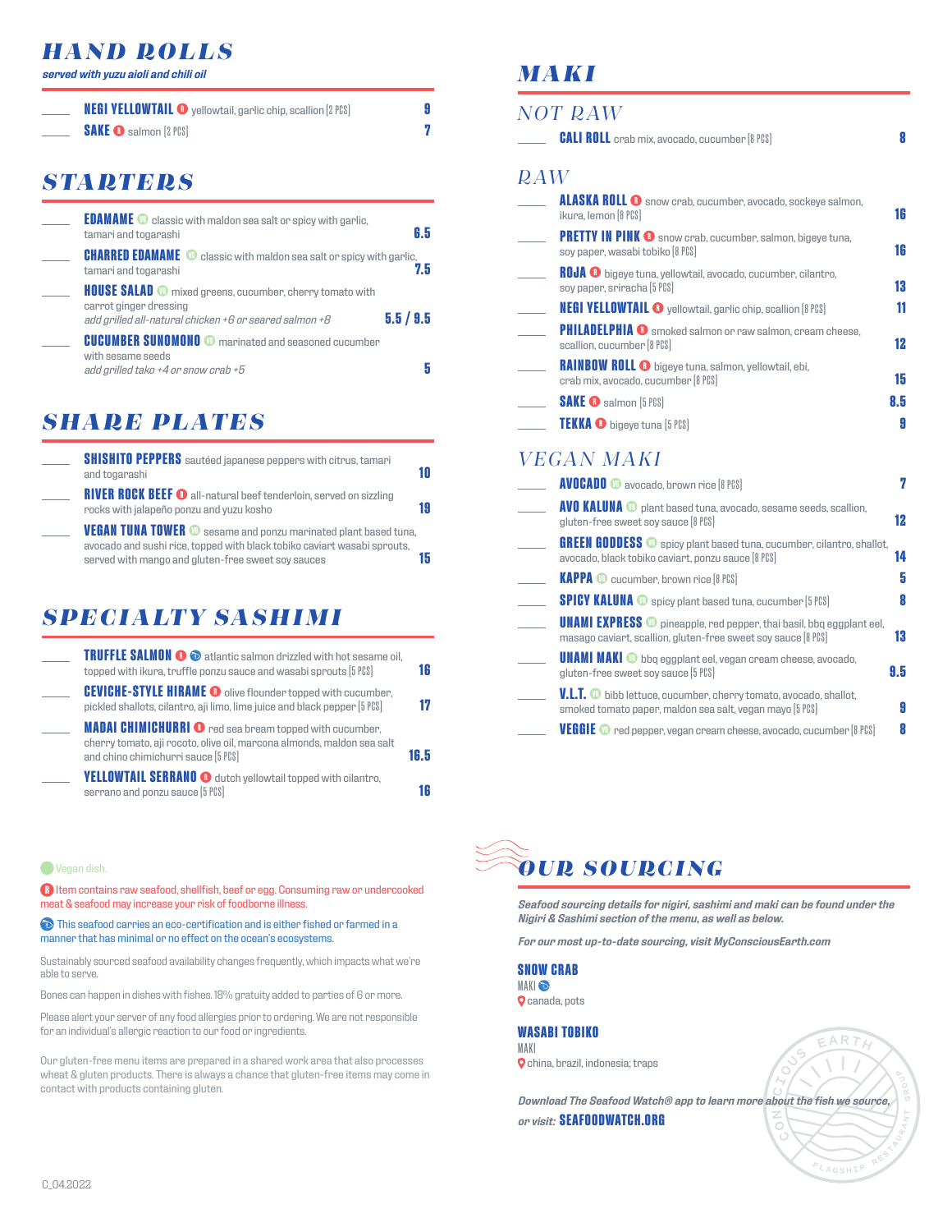## HAND ROLLS

*served with yuzu aioli and chili oil*

- **NEGI YELLOWTAIL** (R) yellowtail, garlic chip, scallion [2 PCS] — **9**
- **SAKE** (R) salmon [2 PCS] — **7**

## STARTERS

- **EDAMAME** (VG) classic with maldon sea salt or spicy with garlic, tamari and togarashi — **6.5**
- **CHARRED EDAMAME** (VG) classic with maldon sea salt or spicy with garlic, tamari and togarashi — **7.5**
- **HOUSE SALAD** (VG) mixed greens, cucumber, cherry tomato with carrot ginger dressing
  *add grilled all-natural chicken +6 or seared salmon +8* — **5.5 / 9.5**
- **CUCUMBER SUNOMONO** (VG) marinated and seasoned cucumber with sesame seeds
  *add grilled tako +4 or snow crab +5* — **5**

## SHARE PLATES

- **SHISHITO PEPPERS** sautéed japanese peppers with citrus, tamari and togarashi — **10**
- **RIVER ROCK BEEF** (R) all-natural beef tenderloin, served on sizzling rocks with jalapeño ponzu and yuzu kosho — **19**
- **VEGAN TUNA TOWER** (VG) sesame and ponzu marinated plant based tuna, avocado and sushi rice, topped with black tobiko caviart wasabi sprouts, served with mango and gluten-free sweet soy sauces — **15**

## SPECIALTY SASHIMI

- **TRUFFLE SALMON** (R) (eco) atlantic salmon drizzled with hot sesame oil, topped with ikura, truffle ponzu sauce and wasabi sprouts [5 PCS] — **16**
- **CEVICHE-STYLE HIRAME** (R) olive flounder topped with cucumber, pickled shallots, cilantro, aji limo, lime juice and black pepper [5 PCS] — **17**
- **MADAI CHIMICHURRI** (R) red sea bream topped with cucumber, cherry tomato, aji rocoto, olive oil, marcona almonds, maldon sea salt and chino chimichurri sauce [5 PCS] — **16.5**
- **YELLOWTAIL SERRANO** (R) dutch yellowtail topped with cilantro, serrano and ponzu sauce [5 PCS] — **16**

(VG) Vegan dish.

(R) Item contains raw seafood, shellfish, beef or egg. Consuming raw or undercooked meat & seafood may increase your risk of foodborne illness.

(eco) This seafood carries an eco-certification and is either fished or farmed in a manner that has minimal or no effect on the ocean's ecosystems.

Sustainably sourced seafood availability changes frequently, which impacts what we're able to serve.

Bones can happen in dishes with fishes. 18% gratuity added to parties of 6 or more.

Please alert your server of any food allergies prior to ordering. We are not responsible for an individual's allergic reaction to our food or ingredients.

Our gluten-free menu items are prepared in a shared work area that also processes wheat & gluten products. There is always a chance that gluten-free items may come in contact with products containing gluten.

C_04.2022

## MAKI

### NOT RAW

- **CALI ROLL** crab mix, avocado, cucumber [8 PCS] — **8**

### RAW

- **ALASKA ROLL** (R) snow crab, cucumber, avocado, sockeye salmon, ikura, lemon [8 PCS] — **16**
- **PRETTY IN PINK** (R) snow crab, cucumber, salmon, bigeye tuna, soy paper, wasabi tobiko [8 PCS] — **16**
- **ROJA** (R) bigeye tuna, yellowtail, avocado, cucumber, cilantro, soy paper, sriracha [5 PCS] — **13**
- **NEGI YELLOWTAIL** (R) yellowtail, garlic chip, scallion [8 PCS] — **11**
- **PHILADELPHIA** (R) smoked salmon or raw salmon, cream cheese, scallion, cucumber [8 PCS] — **12**
- **RAINBOW ROLL** (R) bigeye tuna, salmon, yellowtail, ebi, crab mix, avocado, cucumber [8 PCS] — **15**
- **SAKE** (R) salmon [5 PCS] — **8.5**
- **TEKKA** (R) bigeye tuna [5 PCS] — **9**

### VEGAN MAKI

- **AVOCADO** (VG) avocado, brown rice [8 PCS] — **7**
- **AVO KALUNA** (VG) plant based tuna, avocado, sesame seeds, scallion, gluten-free sweet soy sauce [8 PCS] — **12**
- **GREEN GODDESS** (VG) spicy plant based tuna, cucumber, cilantro, shallot, avocado, black tobiko caviart, ponzu sauce [8 PCS] — **14**
- **KAPPA** (VG) cucumber, brown rice [8 PCS] — **5**
- **SPICY KALUNA** (VG) spicy plant based tuna, cucumber [5 PCS] — **8**
- **UNAMI EXPRESS** (VG) pineapple, red pepper, thai basil, bbq eggplant eel, masago caviart, scallion, gluten-free sweet soy sauce [8 PCS] — **13**
- **UNAMI MAKI** (VG) bbq eggplant eel, vegan cream cheese, avocado, gluten-free sweet soy sauce [5 PCS] — **9.5**
- **V.L.T.** (VG) bibb lettuce, cucumber, cherry tomato, avocado, shallot, smoked tomato paper, maldon sea salt, vegan mayo [5 PCS] — **9**
- **VEGGIE** (VG) red pepper, vegan cream cheese, avocado, cucumber [8 PCS] — **8**

## OUR SOURCING

***Seafood sourcing details for nigiri, sashimi and maki can be found under the Nigiri & Sashimi section of the menu, as well as below.***

***For our most up-to-date sourcing, visit MyConsciousEarth.com***

**SNOW CRAB**
MAKI (eco)
canada, pots

**WASABI TOBIKO**
MAKI
china, brazil, indonesia; traps

***Download The Seafood Watch® app to learn more about the fish we source, or visit:*** **SEAFOODWATCH.ORG**

CONSCIOUS EARTH — FLAGSHIP RESTAURANT GROUP